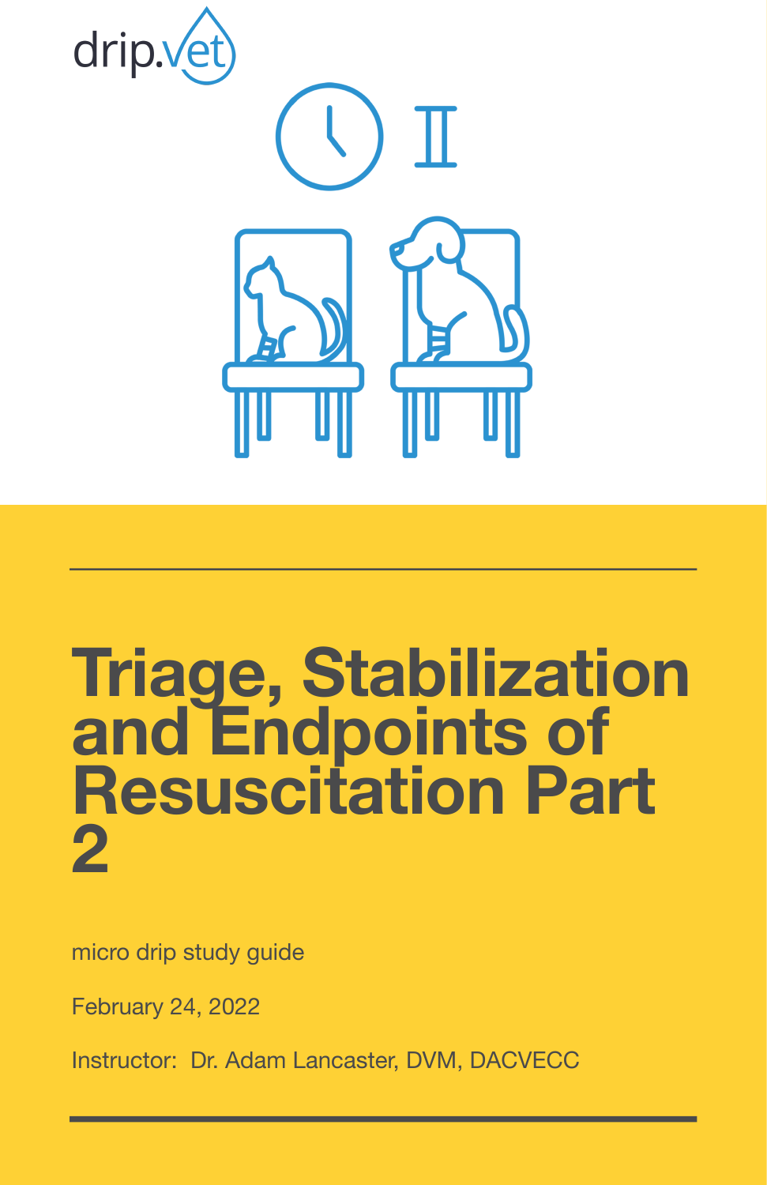drip.vet

# Triage, Stabilization and Endpoints of Resuscitation Part 2

micro drip study guide

February 24, 2022

Instructor: Dr. Adam Lancaster, DVM, DACVECC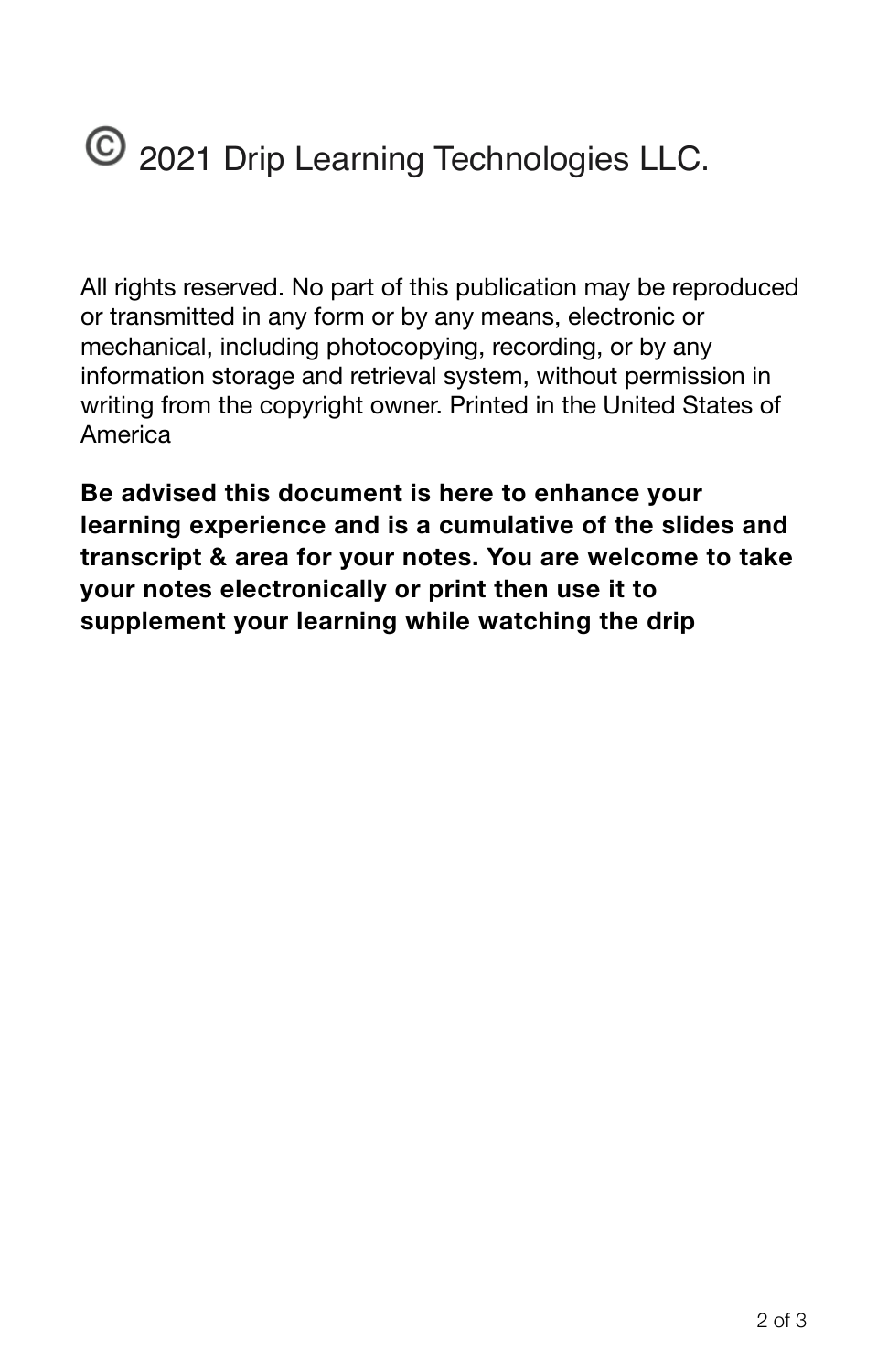# © 2021 Drip Learning Technologies LLC.

All rights reserved. No part of this publication may be reproduced or transmitted in any form or by any means, electronic or mechanical, including photocopying, recording, or by any information storage and retrieval system, without permission in writing from the copyright owner. Printed in the United States of America

**Be advised this document is here to enhance your learning experience and is a cumulative of the slides and transcript & area for your notes. You are welcome to take your notes electronically or print then use it to supplement your learning while watching the drip**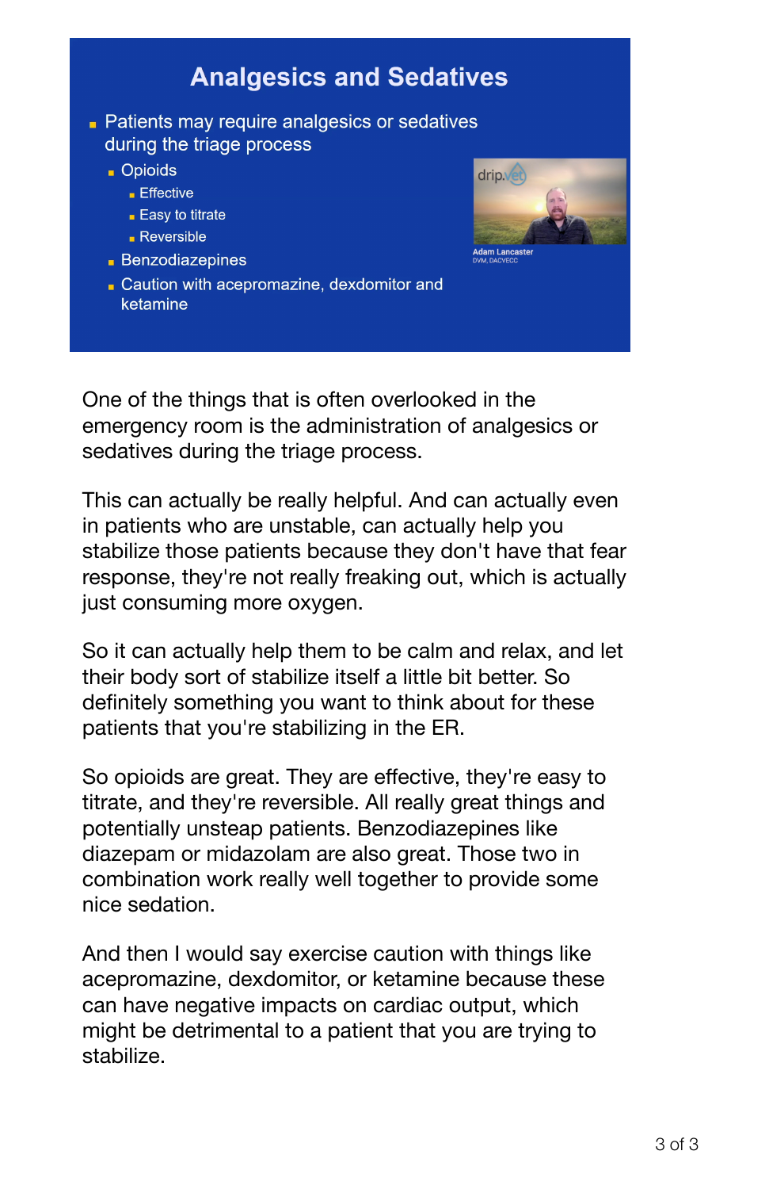## Analgesics and Sedatives

- Patients may require analgesics or sedatives during the triage process
  - Opioids
    - Effective
    - Easy to titrate
    - Reversible
  - Benzodiazepines
  - Caution with acepromazine, dexdomitor and ketamine

drip.vet

Adam Lancaster
DVM, DACVECC

One of the things that is often overlooked in the emergency room is the administration of analgesics or sedatives during the triage process.

This can actually be really helpful. And can actually even in patients who are unstable, can actually help you stabilize those patients because they don't have that fear response, they're not really freaking out, which is actually just consuming more oxygen.

So it can actually help them to be calm and relax, and let their body sort of stabilize itself a little bit better. So definitely something you want to think about for these patients that you're stabilizing in the ER.

So opioids are great. They are effective, they're easy to titrate, and they're reversible. All really great things and potentially unsteap patients. Benzodiazepines like diazepam or midazolam are also great. Those two in combination work really well together to provide some nice sedation.

And then I would say exercise caution with things like acepromazine, dexdomitor, or ketamine because these can have negative impacts on cardiac output, which might be detrimental to a patient that you are trying to stabilize.